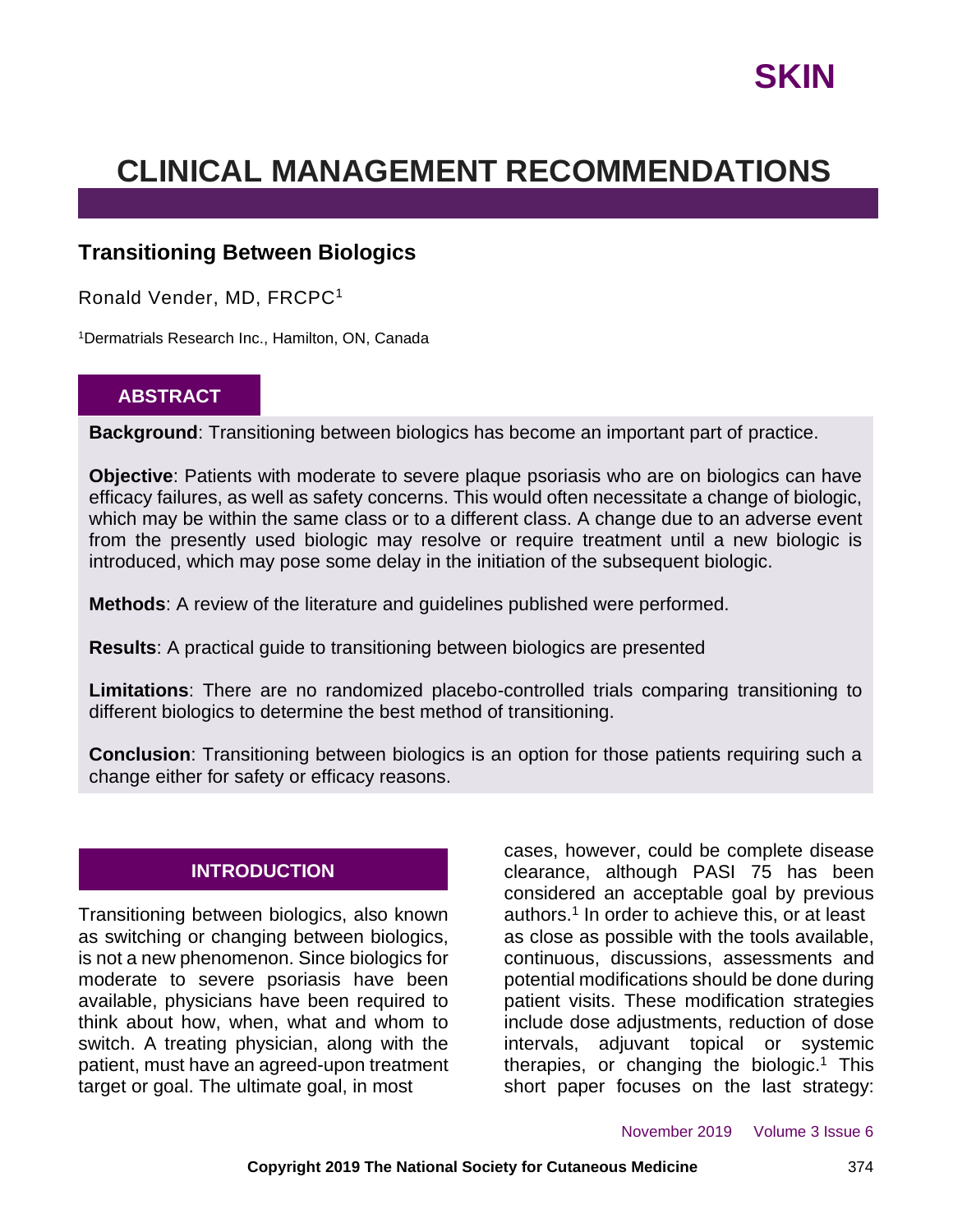# CLINICAL MANAGEMENT RECOMMENDATIONS

## Transitioning Between Biologics

Ronald Vender, MD, FRCPC[1]

[1]Dermatrials Research Inc., Hamilton, ON, Canada

### ABSTRACT

**Background**: Transitioning between biologics has become an important part of practice.

**Objective**: Patients with moderate to severe plaque psoriasis who are on biologics can have efficacy failures, as well as safety concerns. This would often necessitate a change of biologic, which may be within the same class or to a different class. A change due to an adverse event from the presently used biologic may resolve or require treatment until a new biologic is introduced, which may pose some delay in the initiation of the subsequent biologic.

**Methods**: A review of the literature and guidelines published were performed.

**Results**: A practical guide to transitioning between biologics are presented

**Limitations**: There are no randomized placebo-controlled trials comparing transitioning to different biologics to determine the best method of transitioning.

**Conclusion**: Transitioning between biologics is an option for those patients requiring such a change either for safety or efficacy reasons.

### INTRODUCTION

Transitioning between biologics, also known as switching or changing between biologics, is not a new phenomenon. Since biologics for moderate to severe psoriasis have been available, physicians have been required to think about how, when, what and whom to switch. A treating physician, along with the patient, must have an agreed-upon treatment target or goal. The ultimate goal, in most cases, however, could be complete disease clearance, although PASI 75 has been considered an acceptable goal by previous authors.[1] In order to achieve this, or at least as close as possible with the tools available, continuous, discussions, assessments and potential modifications should be done during patient visits. These modification strategies include dose adjustments, reduction of dose intervals, adjuvant topical or systemic therapies, or changing the biologic.[1] This short paper focuses on the last strategy: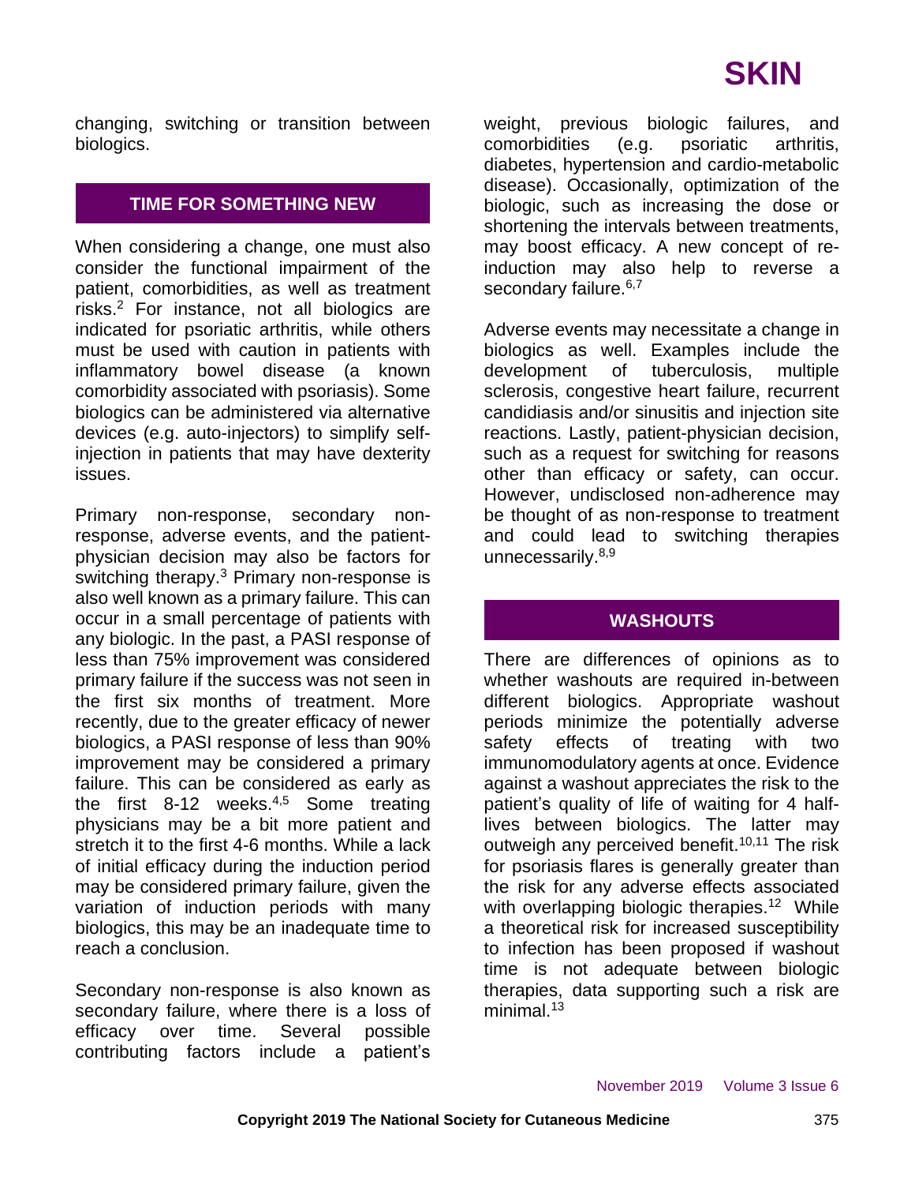changing, switching or transition between biologics.

## TIME FOR SOMETHING NEW

When considering a change, one must also consider the functional impairment of the patient, comorbidities, as well as treatment risks.[2] For instance, not all biologics are indicated for psoriatic arthritis, while others must be used with caution in patients with inflammatory bowel disease (a known comorbidity associated with psoriasis). Some biologics can be administered via alternative devices (e.g. auto-injectors) to simplify self-injection in patients that may have dexterity issues.

Primary non-response, secondary non-response, adverse events, and the patient-physician decision may also be factors for switching therapy.[3] Primary non-response is also well known as a primary failure. This can occur in a small percentage of patients with any biologic. In the past, a PASI response of less than 75% improvement was considered primary failure if the success was not seen in the first six months of treatment. More recently, due to the greater efficacy of newer biologics, a PASI response of less than 90% improvement may be considered a primary failure. This can be considered as early as the first 8-12 weeks.[4,5] Some treating physicians may be a bit more patient and stretch it to the first 4-6 months. While a lack of initial efficacy during the induction period may be considered primary failure, given the variation of induction periods with many biologics, this may be an inadequate time to reach a conclusion.

Secondary non-response is also known as secondary failure, where there is a loss of efficacy over time. Several possible contributing factors include a patient's weight, previous biologic failures, and comorbidities (e.g. psoriatic arthritis, diabetes, hypertension and cardio-metabolic disease). Occasionally, optimization of the biologic, such as increasing the dose or shortening the intervals between treatments, may boost efficacy. A new concept of re-induction may also help to reverse a secondary failure.[6,7]

Adverse events may necessitate a change in biologics as well. Examples include the development of tuberculosis, multiple sclerosis, congestive heart failure, recurrent candidiasis and/or sinusitis and injection site reactions. Lastly, patient-physician decision, such as a request for switching for reasons other than efficacy or safety, can occur. However, undisclosed non-adherence may be thought of as non-response to treatment and could lead to switching therapies unnecessarily.[8,9]

## WASHOUTS

There are differences of opinions as to whether washouts are required in-between different biologics. Appropriate washout periods minimize the potentially adverse safety effects of treating with two immunomodulatory agents at once. Evidence against a washout appreciates the risk to the patient's quality of life of waiting for 4 half-lives between biologics. The latter may outweigh any perceived benefit.[10,11] The risk for psoriasis flares is generally greater than the risk for any adverse effects associated with overlapping biologic therapies.[12] While a theoretical risk for increased susceptibility to infection has been proposed if washout time is not adequate between biologic therapies, data supporting such a risk are minimal.[13]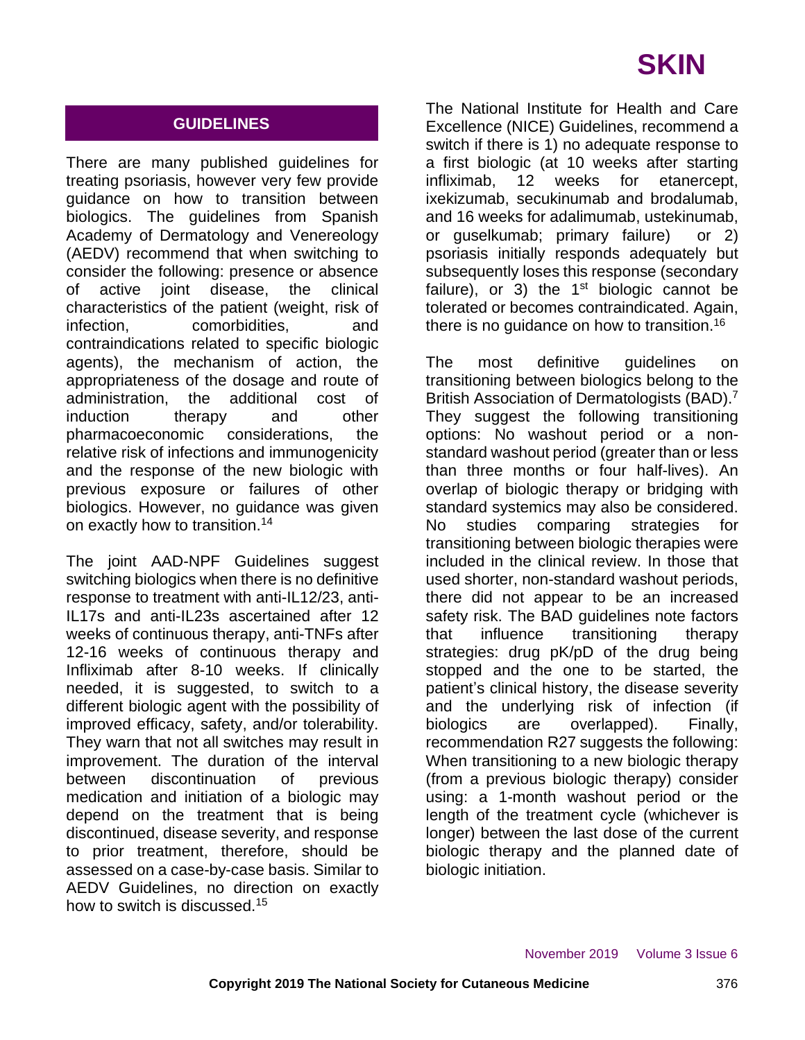## GUIDELINES

There are many published guidelines for treating psoriasis, however very few provide guidance on how to transition between biologics. The guidelines from Spanish Academy of Dermatology and Venereology (AEDV) recommend that when switching to consider the following: presence or absence of active joint disease, the clinical characteristics of the patient (weight, risk of infection, comorbidities, and contraindications related to specific biologic agents), the mechanism of action, the appropriateness of the dosage and route of administration, the additional cost of induction therapy and other pharmacoeconomic considerations, the relative risk of infections and immunogenicity and the response of the new biologic with previous exposure or failures of other biologics. However, no guidance was given on exactly how to transition.[14]

The joint AAD-NPF Guidelines suggest switching biologics when there is no definitive response to treatment with anti-IL12/23, anti-IL17s and anti-IL23s ascertained after 12 weeks of continuous therapy, anti-TNFs after 12-16 weeks of continuous therapy and Infliximab after 8-10 weeks. If clinically needed, it is suggested, to switch to a different biologic agent with the possibility of improved efficacy, safety, and/or tolerability. They warn that not all switches may result in improvement. The duration of the interval between discontinuation of previous medication and initiation of a biologic may depend on the treatment that is being discontinued, disease severity, and response to prior treatment, therefore, should be assessed on a case-by-case basis. Similar to AEDV Guidelines, no direction on exactly how to switch is discussed.[15]

The National Institute for Health and Care Excellence (NICE) Guidelines, recommend a switch if there is 1) no adequate response to a first biologic (at 10 weeks after starting infliximab, 12 weeks for etanercept, ixekizumab, secukinumab and brodalumab, and 16 weeks for adalimumab, ustekinumab, or guselkumab; primary failure) or 2) psoriasis initially responds adequately but subsequently loses this response (secondary failure), or 3) the 1st biologic cannot be tolerated or becomes contraindicated. Again, there is no guidance on how to transition.[16]

The most definitive guidelines on transitioning between biologics belong to the British Association of Dermatologists (BAD).[7] They suggest the following transitioning options: No washout period or a non-standard washout period (greater than or less than three months or four half-lives). An overlap of biologic therapy or bridging with standard systemics may also be considered. No studies comparing strategies for transitioning between biologic therapies were included in the clinical review. In those that used shorter, non-standard washout periods, there did not appear to be an increased safety risk. The BAD guidelines note factors that influence transitioning therapy strategies: drug pK/pD of the drug being stopped and the one to be started, the patient's clinical history, the disease severity and the underlying risk of infection (if biologics are overlapped). Finally, recommendation R27 suggests the following: When transitioning to a new biologic therapy (from a previous biologic therapy) consider using: a 1-month washout period or the length of the treatment cycle (whichever is longer) between the last dose of the current biologic therapy and the planned date of biologic initiation.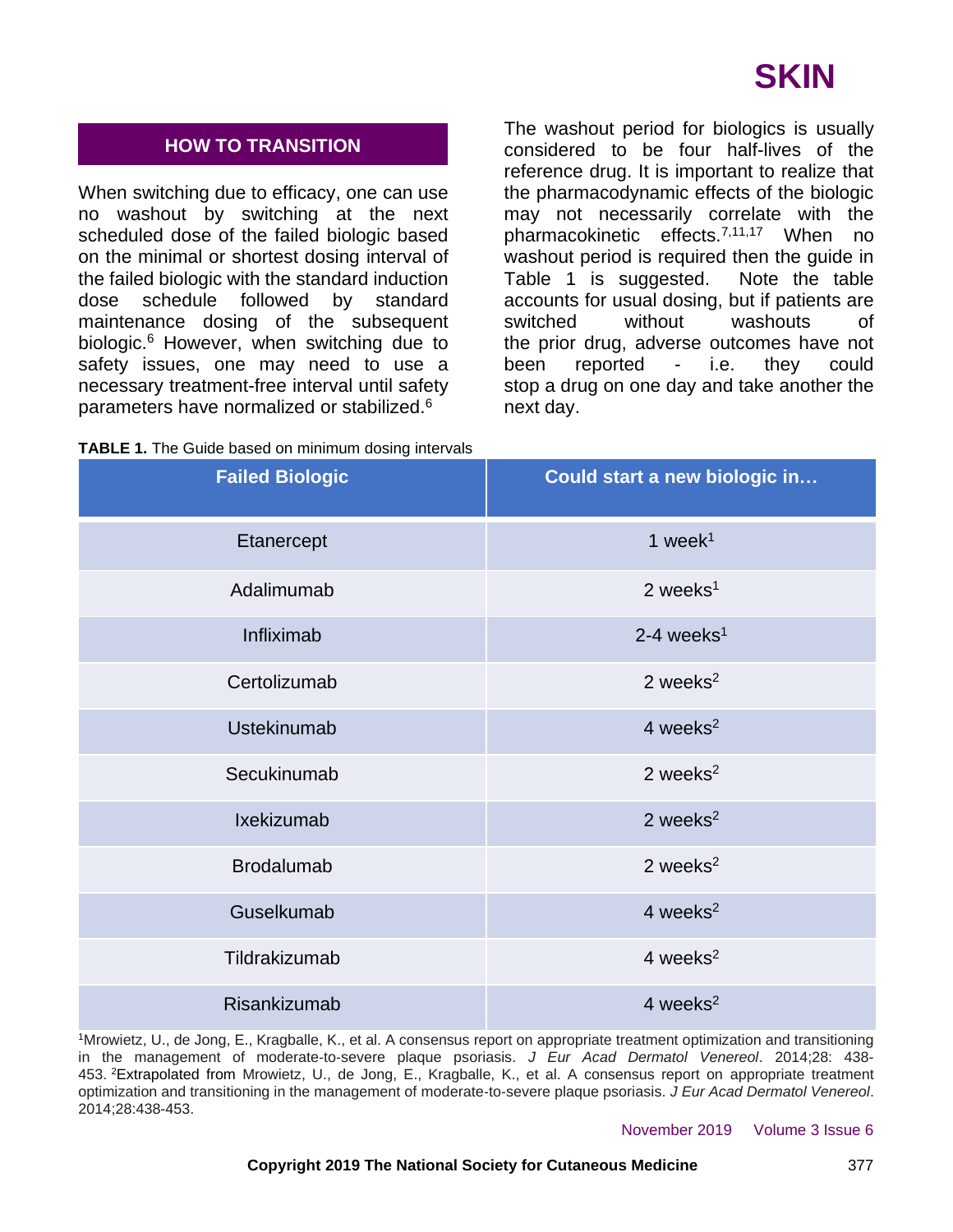## HOW TO TRANSITION

When switching due to efficacy, one can use no washout by switching at the next scheduled dose of the failed biologic based on the minimal or shortest dosing interval of the failed biologic with the standard induction dose schedule followed by standard maintenance dosing of the subsequent biologic.[6] However, when switching due to safety issues, one may need to use a necessary treatment-free interval until safety parameters have normalized or stabilized.[6]

The washout period for biologics is usually considered to be four half-lives of the reference drug. It is important to realize that the pharmacodynamic effects of the biologic may not necessarily correlate with the pharmacokinetic effects.[7,11,17] When no washout period is required then the guide in Table 1 is suggested. Note the table accounts for usual dosing, but if patients are switched without washouts of the prior drug, adverse outcomes have not been reported - i.e. they could stop a drug on one day and take another the next day.

**TABLE 1.** The Guide based on minimum dosing intervals

| Failed Biologic | Could start a new biologic in… |
|---|---|
| Etanercept | 1 week[1] |
| Adalimumab | 2 weeks[1] |
| Infliximab | 2-4 weeks[1] |
| Certolizumab | 2 weeks[2] |
| Ustekinumab | 4 weeks[2] |
| Secukinumab | 2 weeks[2] |
| Ixekizumab | 2 weeks[2] |
| Brodalumab | 2 weeks[2] |
| Guselkumab | 4 weeks[2] |
| Tildrakizumab | 4 weeks[2] |
| Risankizumab | 4 weeks[2] |

[1]Mrowietz, U., de Jong, E., Kragballe, K., et al. A consensus report on appropriate treatment optimization and transitioning in the management of moderate-to-severe plaque psoriasis. *J Eur Acad Dermatol Venereol*. 2014;28: 438-453. [2]Extrapolated from Mrowietz, U., de Jong, E., Kragballe, K., et al. A consensus report on appropriate treatment optimization and transitioning in the management of moderate-to-severe plaque psoriasis. *J Eur Acad Dermatol Venereol*. 2014;28:438-453.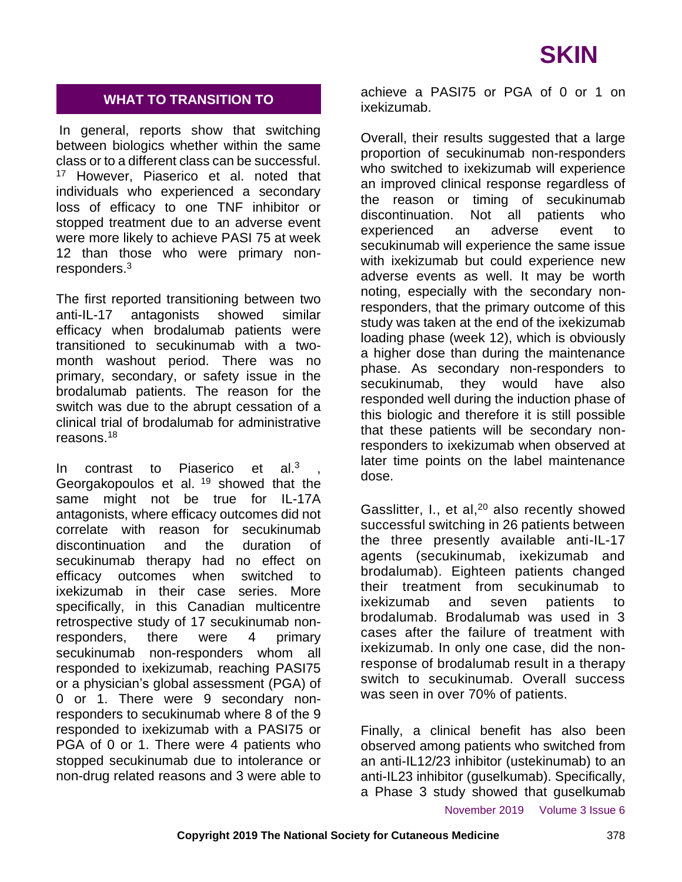## WHAT TO TRANSITION TO

In general, reports show that switching between biologics whether within the same class or to a different class can be successful.[17] However, Piaserico et al. noted that individuals who experienced a secondary loss of efficacy to one TNF inhibitor or stopped treatment due to an adverse event were more likely to achieve PASI 75 at week 12 than those who were primary non-responders.[3]

The first reported transitioning between two anti-IL-17 antagonists showed similar efficacy when brodalumab patients were transitioned to secukinumab with a two-month washout period. There was no primary, secondary, or safety issue in the brodalumab patients. The reason for the switch was due to the abrupt cessation of a clinical trial of brodalumab for administrative reasons.[18]

In contrast to Piaserico et al.[3], Georgakopoulos et al.[19] showed that the same might not be true for IL-17A antagonists, where efficacy outcomes did not correlate with reason for secukinumab discontinuation and the duration of secukinumab therapy had no effect on efficacy outcomes when switched to ixekizumab in their case series. More specifically, in this Canadian multicentre retrospective study of 17 secukinumab non-responders, there were 4 primary secukinumab non-responders whom all responded to ixekizumab, reaching PASI75 or a physician's global assessment (PGA) of 0 or 1. There were 9 secondary non-responders to secukinumab where 8 of the 9 responded to ixekizumab with a PASI75 or PGA of 0 or 1. There were 4 patients who stopped secukinumab due to intolerance or non-drug related reasons and 3 were able to achieve a PASI75 or PGA of 0 or 1 on ixekizumab.

Overall, their results suggested that a large proportion of secukinumab non-responders who switched to ixekizumab will experience an improved clinical response regardless of the reason or timing of secukinumab discontinuation. Not all patients who experienced an adverse event to secukinumab will experience the same issue with ixekizumab but could experience new adverse events as well. It may be worth noting, especially with the secondary non-responders, that the primary outcome of this study was taken at the end of the ixekizumab loading phase (week 12), which is obviously a higher dose than during the maintenance phase. As secondary non-responders to secukinumab, they would have also responded well during the induction phase of this biologic and therefore it is still possible that these patients will be secondary non-responders to ixekizumab when observed at later time points on the label maintenance dose.

Gasslitter, I., et al,[20] also recently showed successful switching in 26 patients between the three presently available anti-IL-17 agents (secukinumab, ixekizumab and brodalumab). Eighteen patients changed their treatment from secukinumab to ixekizumab and seven patients to brodalumab. Brodalumab was used in 3 cases after the failure of treatment with ixekizumab. In only one case, did the non-response of brodalumab result in a therapy switch to secukinumab. Overall success was seen in over 70% of patients.

Finally, a clinical benefit has also been observed among patients who switched from an anti-IL12/23 inhibitor (ustekinumab) to an anti-IL23 inhibitor (guselkumab). Specifically, a Phase 3 study showed that guselkumab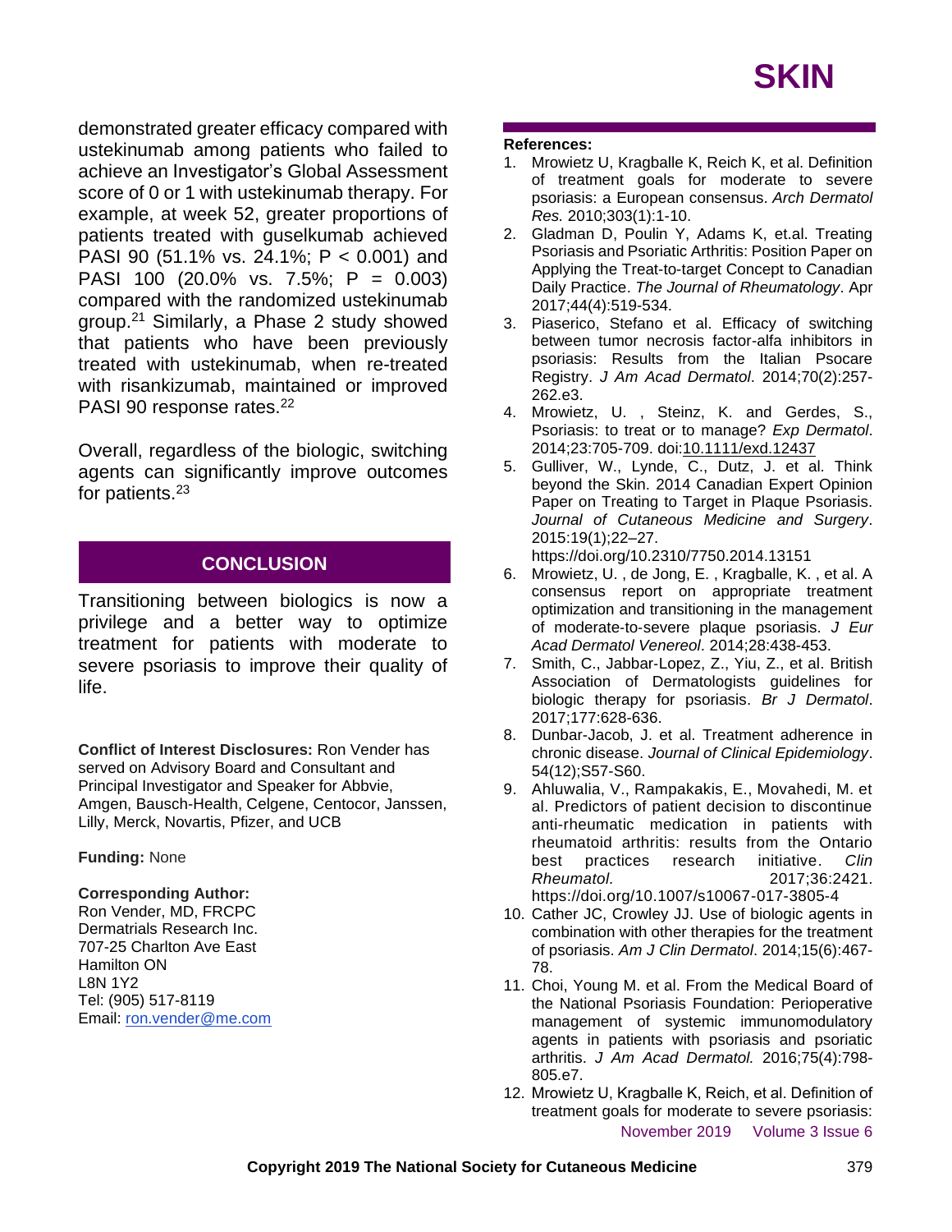demonstrated greater efficacy compared with ustekinumab among patients who failed to achieve an Investigator's Global Assessment score of 0 or 1 with ustekinumab therapy. For example, at week 52, greater proportions of patients treated with guselkumab achieved PASI 90 (51.1% vs. 24.1%; $P < 0.001$) and PASI 100 (20.0% vs. 7.5%; $P = 0.003$) compared with the randomized ustekinumab group.[21] Similarly, a Phase 2 study showed that patients who have been previously treated with ustekinumab, when re-treated with risankizumab, maintained or improved PASI 90 response rates.[22]

Overall, regardless of the biologic, switching agents can significantly improve outcomes for patients.[23]

## CONCLUSION

Transitioning between biologics is now a privilege and a better way to optimize treatment for patients with moderate to severe psoriasis to improve their quality of life.

**Conflict of Interest Disclosures:** Ron Vender has served on Advisory Board and Consultant and Principal Investigator and Speaker for Abbvie, Amgen, Bausch-Health, Celgene, Centocor, Janssen, Lilly, Merck, Novartis, Pfizer, and UCB

**Funding:** None

**Corresponding Author:**
Ron Vender, MD, FRCPC
Dermatrials Research Inc.
707-25 Charlton Ave East
Hamilton ON
L8N 1Y2
Tel: (905) 517-8119
Email: ron.vender@me.com

**References:**

1. Mrowietz U, Kragballe K, Reich K, et al. Definition of treatment goals for moderate to severe psoriasis: a European consensus. *Arch Dermatol Res.* 2010;303(1):1-10.
2. Gladman D, Poulin Y, Adams K, et.al. Treating Psoriasis and Psoriatic Arthritis: Position Paper on Applying the Treat-to-target Concept to Canadian Daily Practice. *The Journal of Rheumatology*. Apr 2017;44(4):519-534.
3. Piaserico, Stefano et al. Efficacy of switching between tumor necrosis factor-alfa inhibitors in psoriasis: Results from the Italian Psocare Registry. *J Am Acad Dermatol*. 2014;70(2):257-262.e3.
4. Mrowietz, U. , Steinz, K. and Gerdes, S., Psoriasis: to treat or to manage? *Exp Dermatol*. 2014;23:705-709. doi:10.1111/exd.12437
5. Gulliver, W., Lynde, C., Dutz, J. et al. Think beyond the Skin. 2014 Canadian Expert Opinion Paper on Treating to Target in Plaque Psoriasis. *Journal of Cutaneous Medicine and Surgery*. 2015:19(1);22–27. https://doi.org/10.2310/7750.2014.13151
6. Mrowietz, U. , de Jong, E. , Kragballe, K. , et al. A consensus report on appropriate treatment optimization and transitioning in the management of moderate‐to‐severe plaque psoriasis. *J Eur Acad Dermatol Venereol*. 2014;28:438-453.
7. Smith, C., Jabbar-Lopez, Z., Yiu, Z., et al. British Association of Dermatologists guidelines for biologic therapy for psoriasis. *Br J Dermatol*. 2017;177:628-636.
8. Dunbar-Jacob, J. et al. Treatment adherence in chronic disease. *Journal of Clinical Epidemiology*. 54(12);S57-S60.
9. Ahluwalia, V., Rampakakis, E., Movahedi, M. et al. Predictors of patient decision to discontinue anti-rheumatic medication in patients with rheumatoid arthritis: results from the Ontario best practices research initiative. *Clin Rheumatol.* 2017;36:2421. https://doi.org/10.1007/s10067-017-3805-4
10. Cather JC, Crowley JJ. Use of biologic agents in combination with other therapies for the treatment of psoriasis. *Am J Clin Dermatol*. 2014;15(6):467-78.
11. Choi, Young M. et al. From the Medical Board of the National Psoriasis Foundation: Perioperative management of systemic immunomodulatory agents in patients with psoriasis and psoriatic arthritis. *J Am Acad Dermatol.* 2016;75(4):798-805.e7.
12. Mrowietz U, Kragballe K, Reich, et al. Definition of treatment goals for moderate to severe psoriasis: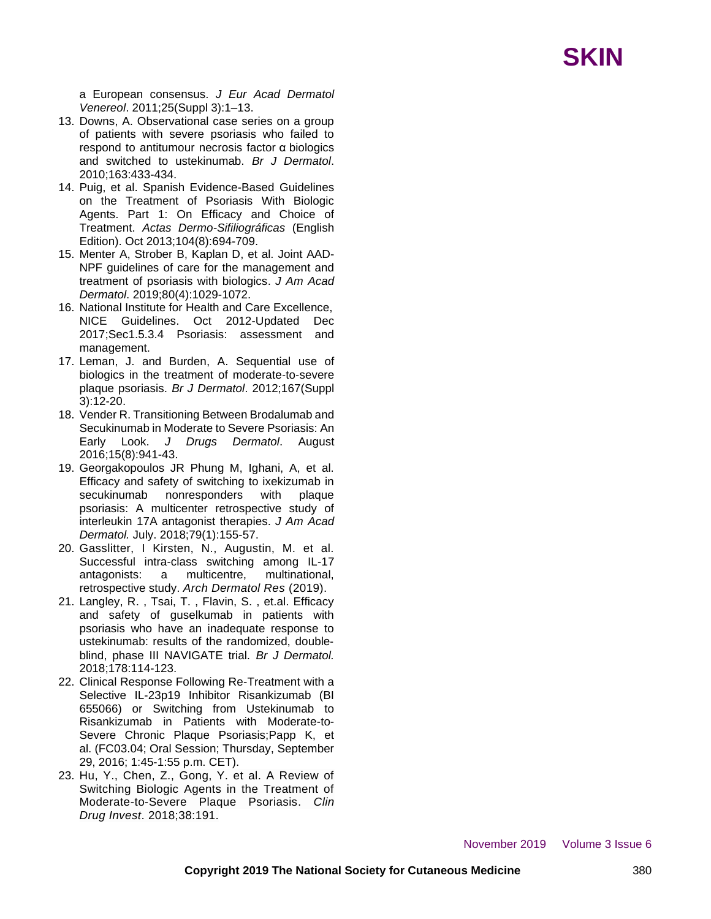a European consensus. *J Eur Acad Dermatol Venereol*. 2011;25(Suppl 3):1–13.

13. Downs, A. Observational case series on a group of patients with severe psoriasis who failed to respond to antitumour necrosis factor α biologics and switched to ustekinumab. *Br J Dermatol*. 2010;163:433-434.
14. Puig, et al. Spanish Evidence-Based Guidelines on the Treatment of Psoriasis With Biologic Agents. Part 1: On Efficacy and Choice of Treatment. *Actas Dermo-Sifiliográficas* (English Edition). Oct 2013;104(8):694-709.
15. Menter A, Strober B, Kaplan D, et al. Joint AAD-NPF guidelines of care for the management and treatment of psoriasis with biologics. *J Am Acad Dermatol*. 2019;80(4):1029-1072.
16. National Institute for Health and Care Excellence, NICE Guidelines. Oct 2012-Updated Dec 2017;Sec1.5.3.4 Psoriasis: assessment and management.
17. Leman, J. and Burden, A. Sequential use of biologics in the treatment of moderate-to-severe plaque psoriasis. *Br J Dermatol*. 2012;167(Suppl 3):12-20.
18. Vender R. Transitioning Between Brodalumab and Secukinumab in Moderate to Severe Psoriasis: An Early Look. *J Drugs Dermatol*. August 2016;15(8):941-43.
19. Georgakopoulos JR Phung M, Ighani, A, et al. Efficacy and safety of switching to ixekizumab in secukinumab nonresponders with plaque psoriasis: A multicenter retrospective study of interleukin 17A antagonist therapies. *J Am Acad Dermatol.* July. 2018;79(1):155-57.
20. Gasslitter, I Kirsten, N., Augustin, M. et al. Successful intra-class switching among IL-17 antagonists: a multicentre, multinational, retrospective study. *Arch Dermatol Res* (2019).
21. Langley, R. , Tsai, T. , Flavin, S. , et.al. Efficacy and safety of guselkumab in patients with psoriasis who have an inadequate response to ustekinumab: results of the randomized, double-blind, phase III NAVIGATE trial. *Br J Dermatol.* 2018;178:114-123.
22. Clinical Response Following Re-Treatment with a Selective IL-23p19 Inhibitor Risankizumab (BI 655066) or Switching from Ustekinumab to Risankizumab in Patients with Moderate-to-Severe Chronic Plaque Psoriasis;Papp K, et al. (FC03.04; Oral Session; Thursday, September 29, 2016; 1:45-1:55 p.m. CET).
23. Hu, Y., Chen, Z., Gong, Y. et al. A Review of Switching Biologic Agents in the Treatment of Moderate-to-Severe Plaque Psoriasis. *Clin Drug Invest*. 2018;38:191.